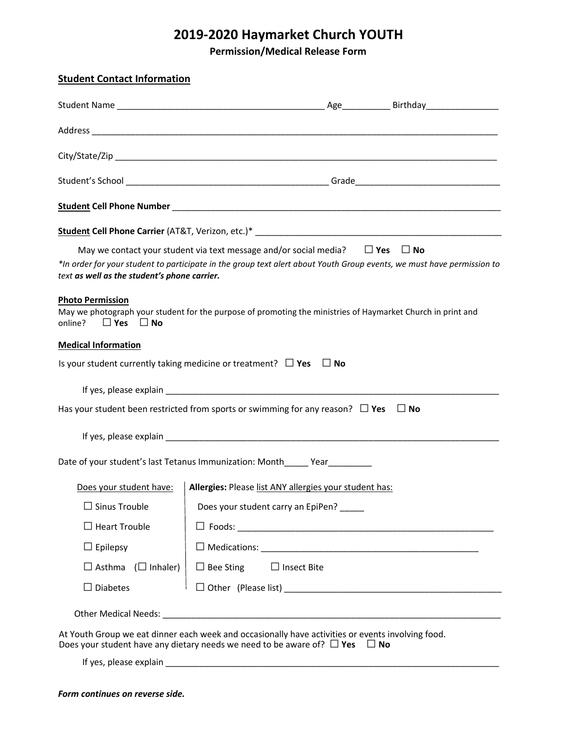# 2019-2020 Haymarket Church YOUTH

**Permission/Medical Release Form**

## Student Contact Information

Student Name ___________________________________________ Age__________ Birthday________________

Address ________________________________________________________________________________________

City/State/Zip ___________________________________________________________________________________

Student's School ___________________________________________ Grade______________________________

**Student Cell Phone Number** ______________________________________________________________________

**Student Cell Phone Carrier** (AT&T, Verizon, etc.)* _____________________________________________________

May we contact your student via text message and/or social media? ☐ **Yes** ☐ **No**

*In order for your student to participate in the group text alert about Youth Group events, we must have permission to text **as well as the student's phone carrier.***

**Photo Permission**

May we photograph your student for the purpose of promoting the ministries of Haymarket Church in print and online? ☐ **Yes** ☐ **No**

**Medical Information**

Is your student currently taking medicine or treatment? ☐ **Yes** ☐ **No**

If yes, please explain ___________________________________________________________________________

Has your student been restricted from sports or swimming for any reason? ☐ **Yes** ☐ **No**

If yes, please explain ___________________________________________________________________________

Date of your student's last Tetanus Immunization: Month_____ Year_________

| Does your student have: | **Allergies:** Please list ANY allergies your student has: |
|---|---|
| ☐ Sinus Trouble | Does your student carry an EpiPen? _____ |
| ☐ Heart Trouble | ☐ Foods: _______________________________________________________ |
| ☐ Epilepsy | ☐ Medications: ______________________________________________ |
| ☐ Asthma (☐ Inhaler) | ☐ Bee Sting ☐ Insect Bite |
| ☐ Diabetes | ☐ Other (Please list) ____________________________________________ |

Other Medical Needs: ___________________________________________________________________________

At Youth Group we eat dinner each week and occasionally have activities or events involving food.
Does your student have any dietary needs we need to be aware of? ☐ **Yes** ☐ **No**

If yes, please explain ___________________________________________________________________________

***Form continues on reverse side.***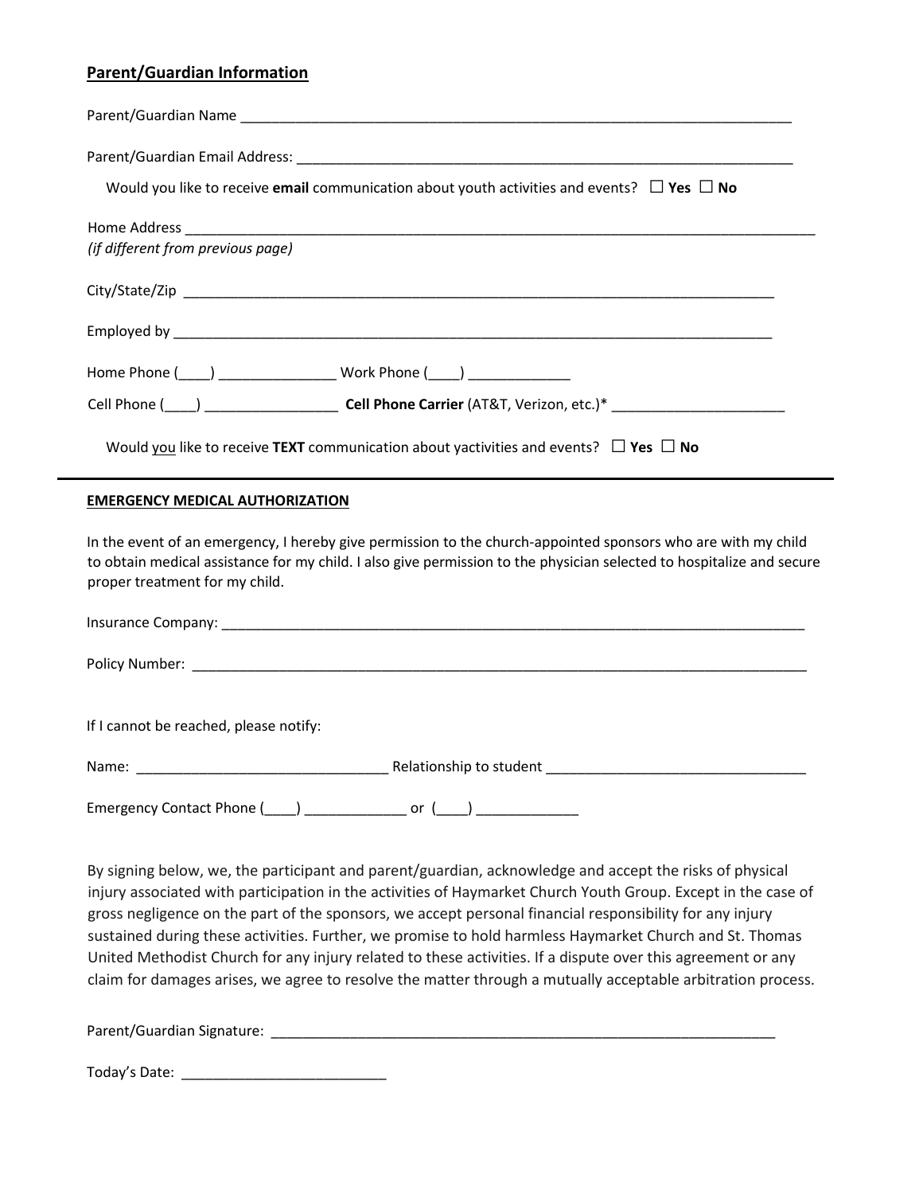## Parent/Guardian Information

Parent/Guardian Name ___________________________________________________________________________

Parent/Guardian Email Address: ____________________________________________________________________

Would you like to receive **email** communication about youth activities and events? ☐ **Yes** ☐ **No**

Home Address ___________________________________________________________________________________

*(if different from previous page)*

City/State/Zip _________________________________________________________________________________

Employed by ____________________________________________________________________________________

Home Phone (____) _______________ Work Phone (____) _____________

Cell Phone (____) _________________ **Cell Phone Carrier** (AT&T, Verizon, etc.)* ______________________

Would you like to receive **TEXT** communication about yactivities and events? ☐ **Yes** ☐ **No**

---

**EMERGENCY MEDICAL AUTHORIZATION**

In the event of an emergency, I hereby give permission to the church-appointed sponsors who are with my child to obtain medical assistance for my child. I also give permission to the physician selected to hospitalize and secure proper treatment for my child.

Insurance Company: ______________________________________________________________________________

Policy Number: _________________________________________________________________________________

If I cannot be reached, please notify:

Name: _______________________________ Relationship to student ________________________________

Emergency Contact Phone (____) _____________ or (____) _____________

By signing below, we, the participant and parent/guardian, acknowledge and accept the risks of physical injury associated with participation in the activities of Haymarket Church Youth Group. Except in the case of gross negligence on the part of the sponsors, we accept personal financial responsibility for any injury sustained during these activities. Further, we promise to hold harmless Haymarket Church and St. Thomas United Methodist Church for any injury related to these activities. If a dispute over this agreement or any claim for damages arises, we agree to resolve the matter through a mutually acceptable arbitration process.

Parent/Guardian Signature: ____________________________________________________________________

Today's Date: __________________________